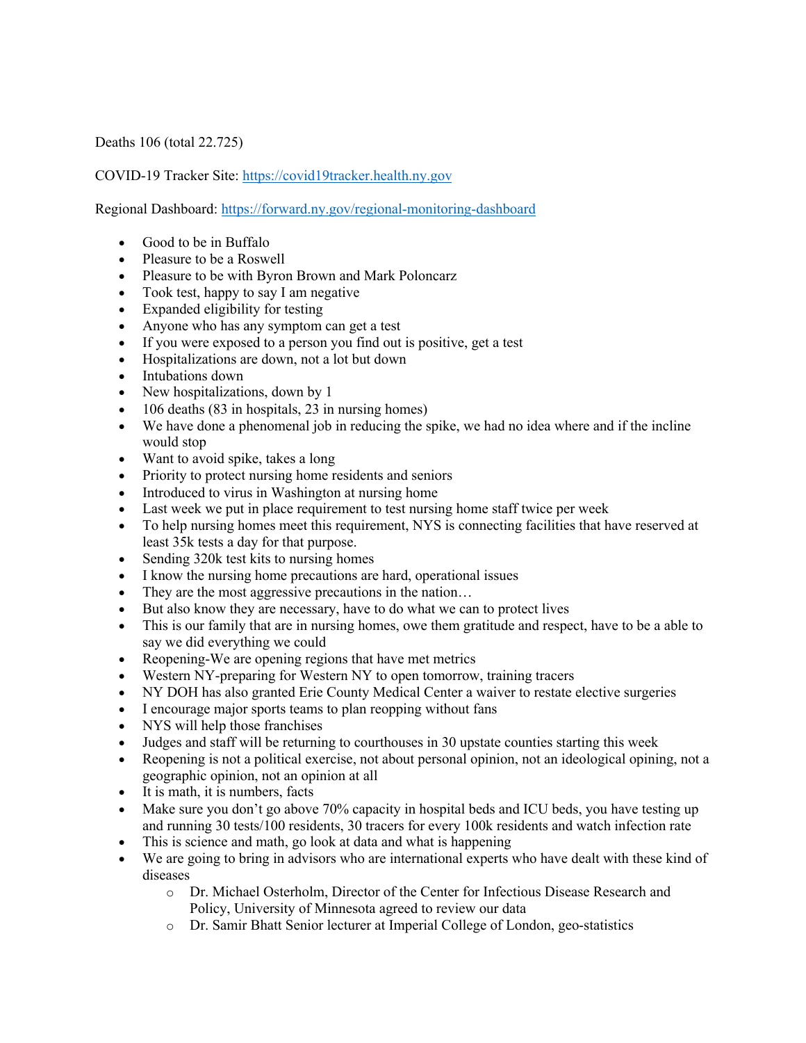Deaths 106 (total 22.725)

COVID-19 Tracker Site: https://covid19tracker.health.ny.gov

Regional Dashboard: https://forward.ny.gov/regional-monitoring-dashboard

- Good to be in Buffalo
- Pleasure to be a Roswell
- Pleasure to be with Byron Brown and Mark Poloncarz
- Took test, happy to say I am negative
- Expanded eligibility for testing
- Anyone who has any symptom can get a test
- If you were exposed to a person you find out is positive, get a test
- Hospitalizations are down, not a lot but down
- Intubations down
- New hospitalizations, down by 1
- 106 deaths (83 in hospitals, 23 in nursing homes)
- We have done a phenomenal job in reducing the spike, we had no idea where and if the incline would stop
- Want to avoid spike, takes a long
- Priority to protect nursing home residents and seniors
- Introduced to virus in Washington at nursing home
- Last week we put in place requirement to test nursing home staff twice per week
- To help nursing homes meet this requirement, NYS is connecting facilities that have reserved at least 35k tests a day for that purpose.
- Sending 320k test kits to nursing homes
- I know the nursing home precautions are hard, operational issues
- They are the most aggressive precautions in the nation…
- But also know they are necessary, have to do what we can to protect lives
- This is our family that are in nursing homes, owe them gratitude and respect, have to be a able to say we did everything we could
- Reopening-We are opening regions that have met metrics
- Western NY-preparing for Western NY to open tomorrow, training tracers
- NY DOH has also granted Erie County Medical Center a waiver to restate elective surgeries
- I encourage major sports teams to plan reopping without fans
- NYS will help those franchises
- Judges and staff will be returning to courthouses in 30 upstate counties starting this week
- Reopening is not a political exercise, not about personal opinion, not an ideological opining, not a geographic opinion, not an opinion at all
- It is math, it is numbers, facts
- Make sure you don't go above 70% capacity in hospital beds and ICU beds, you have testing up and running 30 tests/100 residents, 30 tracers for every 100k residents and watch infection rate
- This is science and math, go look at data and what is happening
- We are going to bring in advisors who are international experts who have dealt with these kind of diseases
  - Dr. Michael Osterholm, Director of the Center for Infectious Disease Research and Policy, University of Minnesota agreed to review our data
  - Dr. Samir Bhatt Senior lecturer at Imperial College of London, geo-statistics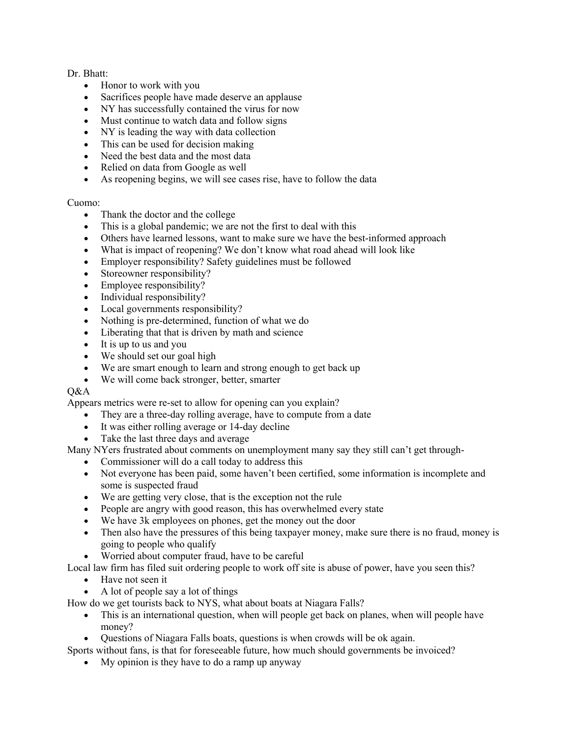Dr. Bhatt:

- Honor to work with you
- Sacrifices people have made deserve an applause
- NY has successfully contained the virus for now
- Must continue to watch data and follow signs
- NY is leading the way with data collection
- This can be used for decision making
- Need the best data and the most data
- Relied on data from Google as well
- As reopening begins, we will see cases rise, have to follow the data

Cuomo:

- Thank the doctor and the college
- This is a global pandemic; we are not the first to deal with this
- Others have learned lessons, want to make sure we have the best-informed approach
- What is impact of reopening? We don't know what road ahead will look like
- Employer responsibility? Safety guidelines must be followed
- Storeowner responsibility?
- Employee responsibility?
- Individual responsibility?
- Local governments responsibility?
- Nothing is pre-determined, function of what we do
- Liberating that that is driven by math and science
- It is up to us and you
- We should set our goal high
- We are smart enough to learn and strong enough to get back up
- We will come back stronger, better, smarter

Q&A

Appears metrics were re-set to allow for opening can you explain?

- They are a three-day rolling average, have to compute from a date
- It was either rolling average or 14-day decline
- Take the last three days and average

Many NYers frustrated about comments on unemployment many say they still can't get through-

- Commissioner will do a call today to address this
- Not everyone has been paid, some haven't been certified, some information is incomplete and some is suspected fraud
- We are getting very close, that is the exception not the rule
- People are angry with good reason, this has overwhelmed every state
- We have 3k employees on phones, get the money out the door
- Then also have the pressures of this being taxpayer money, make sure there is no fraud, money is going to people who qualify
- Worried about computer fraud, have to be careful

Local law firm has filed suit ordering people to work off site is abuse of power, have you seen this?

- Have not seen it
- A lot of people say a lot of things

How do we get tourists back to NYS, what about boats at Niagara Falls?

- This is an international question, when will people get back on planes, when will people have money?
- Questions of Niagara Falls boats, questions is when crowds will be ok again.

Sports without fans, is that for foreseeable future, how much should governments be invoiced?

- My opinion is they have to do a ramp up anyway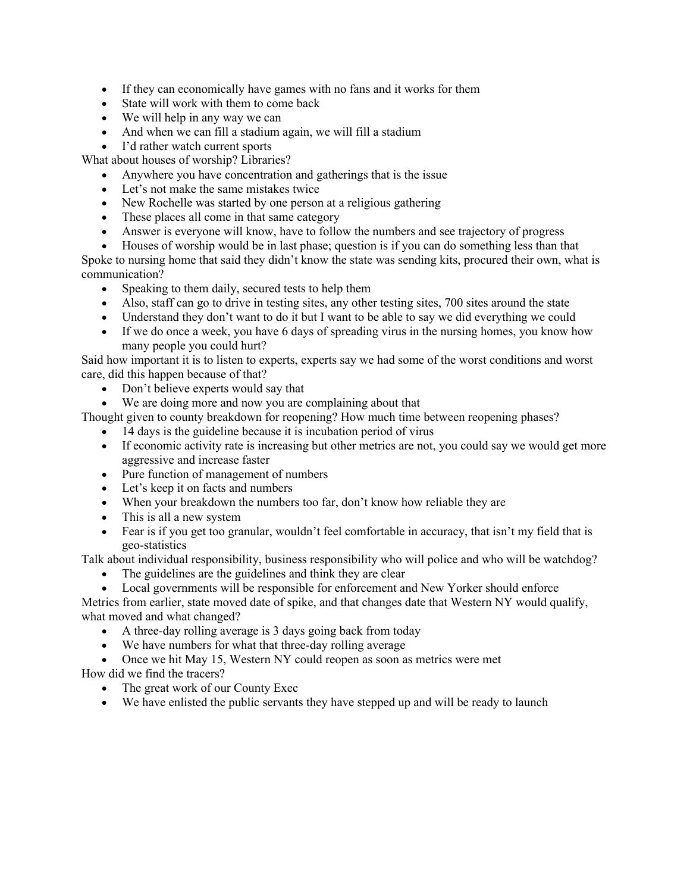- If they can economically have games with no fans and it works for them
- State will work with them to come back
- We will help in any way we can
- And when we can fill a stadium again, we will fill a stadium
- I'd rather watch current sports

What about houses of worship? Libraries?

- Anywhere you have concentration and gatherings that is the issue
- Let's not make the same mistakes twice
- New Rochelle was started by one person at a religious gathering
- These places all come in that same category
- Answer is everyone will know, have to follow the numbers and see trajectory of progress
- Houses of worship would be in last phase; question is if you can do something less than that

Spoke to nursing home that said they didn't know the state was sending kits, procured their own, what is communication?

- Speaking to them daily, secured tests to help them
- Also, staff can go to drive in testing sites, any other testing sites, 700 sites around the state
- Understand they don't want to do it but I want to be able to say we did everything we could
- If we do once a week, you have 6 days of spreading virus in the nursing homes, you know how many people you could hurt?

Said how important it is to listen to experts, experts say we had some of the worst conditions and worst care, did this happen because of that?

- Don't believe experts would say that
- We are doing more and now you are complaining about that

Thought given to county breakdown for reopening? How much time between reopening phases?

- 14 days is the guideline because it is incubation period of virus
- If economic activity rate is increasing but other metrics are not, you could say we would get more aggressive and increase faster
- Pure function of management of numbers
- Let's keep it on facts and numbers
- When your breakdown the numbers too far, don't know how reliable they are
- This is all a new system
- Fear is if you get too granular, wouldn't feel comfortable in accuracy, that isn't my field that is geo-statistics

Talk about individual responsibility, business responsibility who will police and who will be watchdog?

- The guidelines are the guidelines and think they are clear
- Local governments will be responsible for enforcement and New Yorker should enforce

Metrics from earlier, state moved date of spike, and that changes date that Western NY would qualify, what moved and what changed?

- A three-day rolling average is 3 days going back from today
- We have numbers for what that three-day rolling average
- Once we hit May 15, Western NY could reopen as soon as metrics were met

How did we find the tracers?

- The great work of our County Exec
- We have enlisted the public servants they have stepped up and will be ready to launch